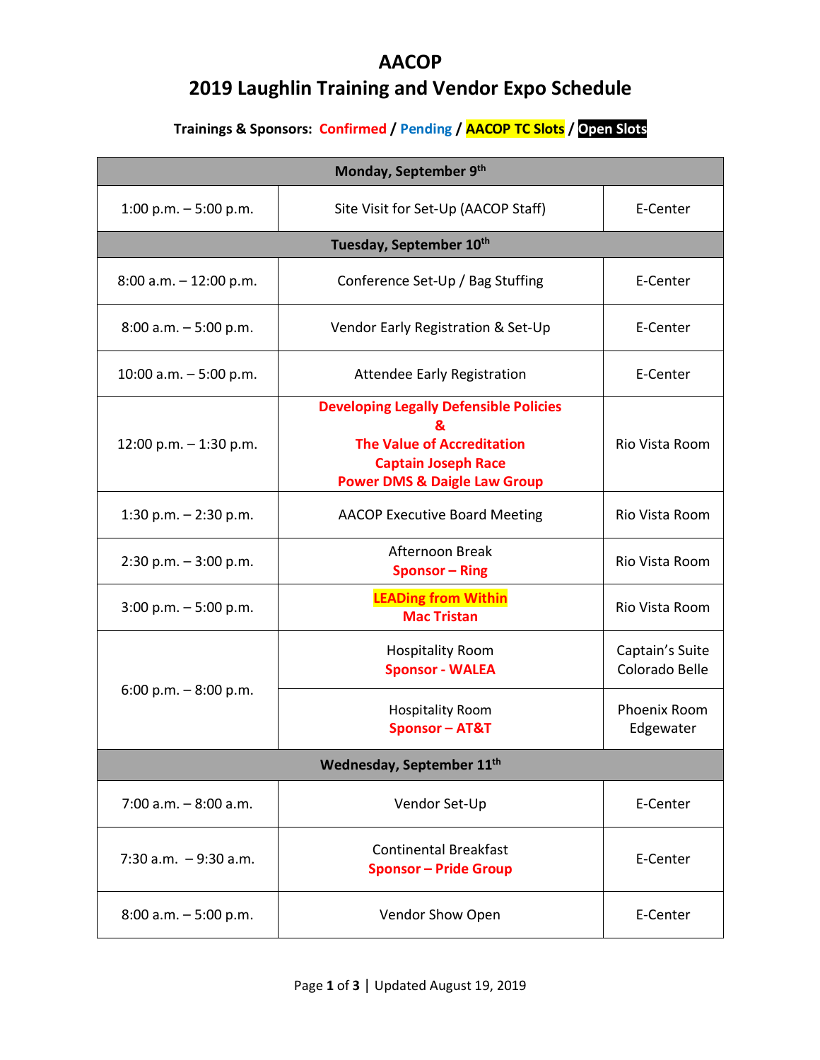# AACOP
# 2019 Laughlin Training and Vendor Expo Schedule

**Trainings & Sponsors: Confirmed / Pending / AACOP TC Slots / Open Slots**

| | | |
|---|---|---|
| **Monday, September 9th** | | |
| 1:00 p.m. – 5:00 p.m. | Site Visit for Set-Up (AACOP Staff) | E-Center |
| **Tuesday, September 10th** | | |
| 8:00 a.m. – 12:00 p.m. | Conference Set-Up / Bag Stuffing | E-Center |
| 8:00 a.m. – 5:00 p.m. | Vendor Early Registration & Set-Up | E-Center |
| 10:00 a.m. – 5:00 p.m. | Attendee Early Registration | E-Center |
| 12:00 p.m. – 1:30 p.m. | **Developing Legally Defensible Policies & The Value of Accreditation Captain Joseph Race Power DMS & Daigle Law Group** | Rio Vista Room |
| 1:30 p.m. – 2:30 p.m. | AACOP Executive Board Meeting | Rio Vista Room |
| 2:30 p.m. – 3:00 p.m. | Afternoon Break **Sponsor – Ring** | Rio Vista Room |
| 3:00 p.m. – 5:00 p.m. | **LEADing from Within Mac Tristan** | Rio Vista Room |
| 6:00 p.m. – 8:00 p.m. | Hospitality Room **Sponsor - WALEA** | Captain's Suite Colorado Belle |
| | Hospitality Room **Sponsor – AT&T** | Phoenix Room Edgewater |
| **Wednesday, September 11th** | | |
| 7:00 a.m. – 8:00 a.m. | Vendor Set-Up | E-Center |
| 7:30 a.m. – 9:30 a.m. | Continental Breakfast **Sponsor – Pride Group** | E-Center |
| 8:00 a.m. – 5:00 p.m. | Vendor Show Open | E-Center |

Updated August 19, 2019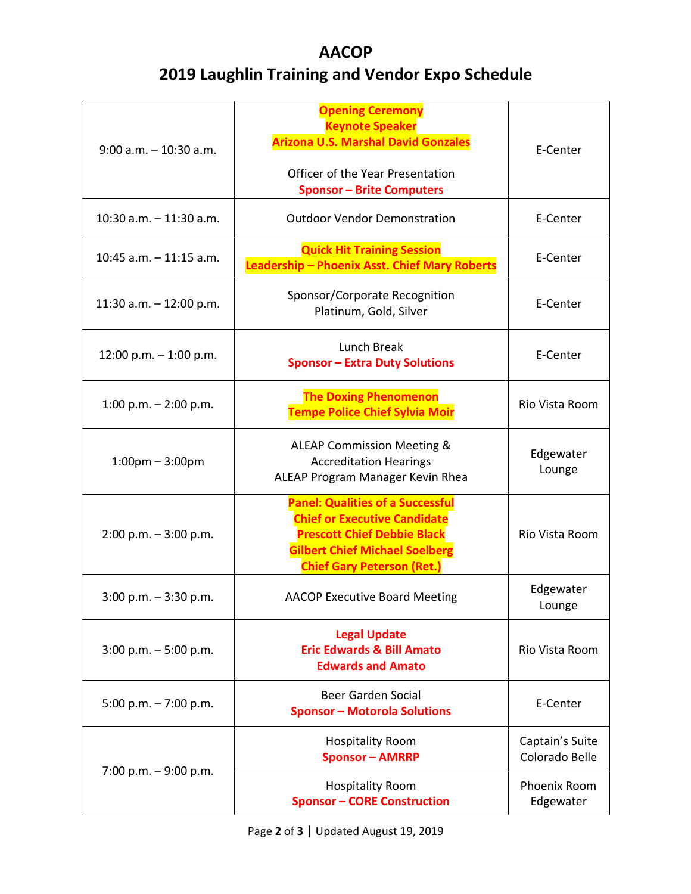# AACOP

## 2019 Laughlin Training and Vendor Expo Schedule

| | | |
|---|---|---|
| 9:00 a.m. – 10:30 a.m. | **Opening Ceremony**<br>**Keynote Speaker**<br>**Arizona U.S. Marshal David Gonzales**<br><br>Officer of the Year Presentation<br>**Sponsor – Brite Computers** | E-Center |
| 10:30 a.m. – 11:30 a.m. | Outdoor Vendor Demonstration | E-Center |
| 10:45 a.m. – 11:15 a.m. | **Quick Hit Training Session**<br>**Leadership – Phoenix Asst. Chief Mary Roberts** | E-Center |
| 11:30 a.m. – 12:00 p.m. | Sponsor/Corporate Recognition<br>Platinum, Gold, Silver | E-Center |
| 12:00 p.m. – 1:00 p.m. | Lunch Break<br>**Sponsor – Extra Duty Solutions** | E-Center |
| 1:00 p.m. – 2:00 p.m. | **The Doxing Phenomenon**<br>**Tempe Police Chief Sylvia Moir** | Rio Vista Room |
| 1:00pm – 3:00pm | ALEAP Commission Meeting & Accreditation Hearings<br>ALEAP Program Manager Kevin Rhea | Edgewater Lounge |
| 2:00 p.m. – 3:00 p.m. | **Panel: Qualities of a Successful Chief or Executive Candidate**<br>**Prescott Chief Debbie Black**<br>**Gilbert Chief Michael Soelberg**<br>**Chief Gary Peterson (Ret.)** | Rio Vista Room |
| 3:00 p.m. – 3:30 p.m. | AACOP Executive Board Meeting | Edgewater Lounge |
| 3:00 p.m. – 5:00 p.m. | **Legal Update**<br>**Eric Edwards & Bill Amato**<br>**Edwards and Amato** | Rio Vista Room |
| 5:00 p.m. – 7:00 p.m. | Beer Garden Social<br>**Sponsor – Motorola Solutions** | E-Center |
| 7:00 p.m. – 9:00 p.m. | Hospitality Room<br>**Sponsor – AMRRP** | Captain's Suite Colorado Belle |
| | Hospitality Room<br>**Sponsor – CORE Construction** | Phoenix Room Edgewater |

Updated August 19, 2019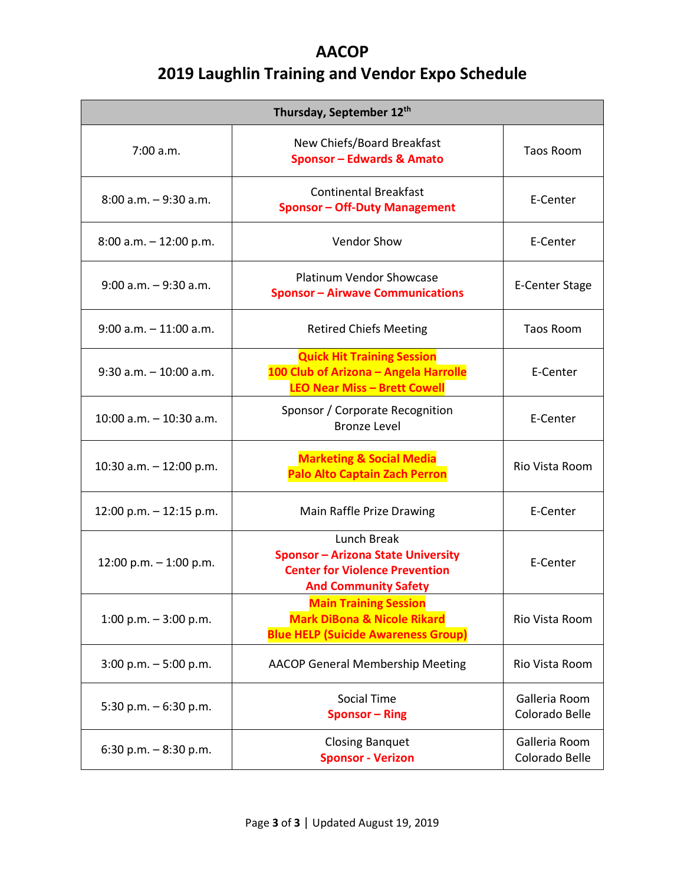# AACOP

## 2019 Laughlin Training and Vendor Expo Schedule

| Thursday, September 12th | | |
|---|---|---|
| 7:00 a.m. | New Chiefs/Board Breakfast<br>**Sponsor – Edwards & Amato** | Taos Room |
| 8:00 a.m. – 9:30 a.m. | Continental Breakfast<br>**Sponsor – Off-Duty Management** | E-Center |
| 8:00 a.m. – 12:00 p.m. | Vendor Show | E-Center |
| 9:00 a.m. – 9:30 a.m. | Platinum Vendor Showcase<br>**Sponsor – Airwave Communications** | E-Center Stage |
| 9:00 a.m. – 11:00 a.m. | Retired Chiefs Meeting | Taos Room |
| 9:30 a.m. – 10:00 a.m. | **Quick Hit Training Session**<br>**100 Club of Arizona – Angela Harrolle**<br>**LEO Near Miss – Brett Cowell** | E-Center |
| 10:00 a.m. – 10:30 a.m. | Sponsor / Corporate Recognition<br>Bronze Level | E-Center |
| 10:30 a.m. – 12:00 p.m. | **Marketing & Social Media**<br>**Palo Alto Captain Zach Perron** | Rio Vista Room |
| 12:00 p.m. – 12:15 p.m. | Main Raffle Prize Drawing | E-Center |
| 12:00 p.m. – 1:00 p.m. | Lunch Break<br>**Sponsor – Arizona State University**<br>**Center for Violence Prevention**<br>**And Community Safety** | E-Center |
| 1:00 p.m. – 3:00 p.m. | **Main Training Session**<br>**Mark DiBona & Nicole Rikard**<br>**Blue HELP (Suicide Awareness Group)** | Rio Vista Room |
| 3:00 p.m. – 5:00 p.m. | AACOP General Membership Meeting | Rio Vista Room |
| 5:30 p.m. – 6:30 p.m. | Social Time<br>**Sponsor – Ring** | Galleria Room<br>Colorado Belle |
| 6:30 p.m. – 8:30 p.m. | Closing Banquet<br>**Sponsor - Verizon** | Galleria Room<br>Colorado Belle |

Updated August 19, 2019